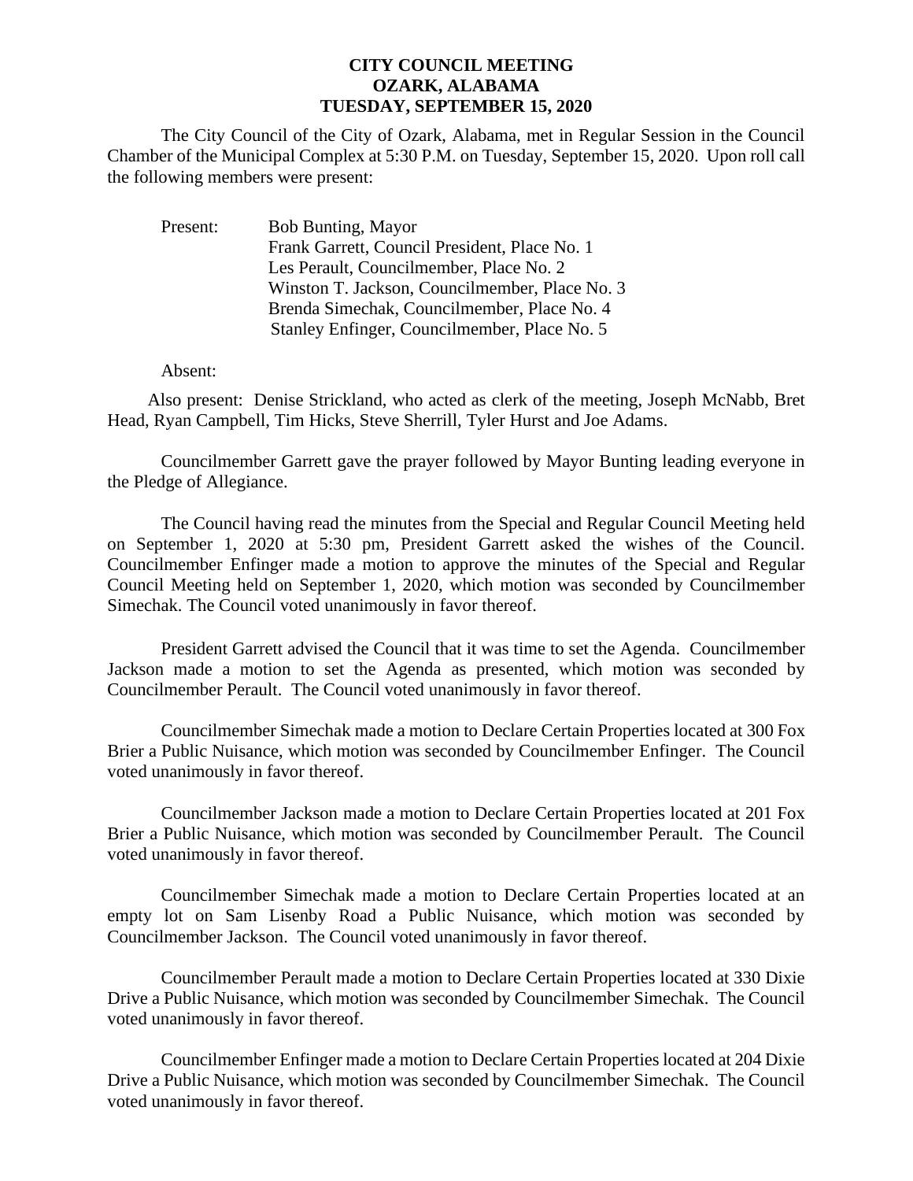**CITY COUNCIL MEETING**
**OZARK, ALABAMA**
**TUESDAY, SEPTEMBER 15, 2020**

The City Council of the City of Ozark, Alabama, met in Regular Session in the Council Chamber of the Municipal Complex at 5:30 P.M. on Tuesday, September 15, 2020. Upon roll call the following members were present:

Present: Bob Bunting, Mayor
Frank Garrett, Council President, Place No. 1
Les Perault, Councilmember, Place No. 2
Winston T. Jackson, Councilmember, Place No. 3
Brenda Simechak, Councilmember, Place No. 4
Stanley Enfinger, Councilmember, Place No. 5

Absent:

Also present: Denise Strickland, who acted as clerk of the meeting, Joseph McNabb, Bret Head, Ryan Campbell, Tim Hicks, Steve Sherrill, Tyler Hurst and Joe Adams.

Councilmember Garrett gave the prayer followed by Mayor Bunting leading everyone in the Pledge of Allegiance.

The Council having read the minutes from the Special and Regular Council Meeting held on September 1, 2020 at 5:30 pm, President Garrett asked the wishes of the Council. Councilmember Enfinger made a motion to approve the minutes of the Special and Regular Council Meeting held on September 1, 2020, which motion was seconded by Councilmember Simechak. The Council voted unanimously in favor thereof.

President Garrett advised the Council that it was time to set the Agenda. Councilmember Jackson made a motion to set the Agenda as presented, which motion was seconded by Councilmember Perault. The Council voted unanimously in favor thereof.

Councilmember Simechak made a motion to Declare Certain Properties located at 300 Fox Brier a Public Nuisance, which motion was seconded by Councilmember Enfinger. The Council voted unanimously in favor thereof.

Councilmember Jackson made a motion to Declare Certain Properties located at 201 Fox Brier a Public Nuisance, which motion was seconded by Councilmember Perault. The Council voted unanimously in favor thereof.

Councilmember Simechak made a motion to Declare Certain Properties located at an empty lot on Sam Lisenby Road a Public Nuisance, which motion was seconded by Councilmember Jackson. The Council voted unanimously in favor thereof.

Councilmember Perault made a motion to Declare Certain Properties located at 330 Dixie Drive a Public Nuisance, which motion was seconded by Councilmember Simechak. The Council voted unanimously in favor thereof.

Councilmember Enfinger made a motion to Declare Certain Properties located at 204 Dixie Drive a Public Nuisance, which motion was seconded by Councilmember Simechak. The Council voted unanimously in favor thereof.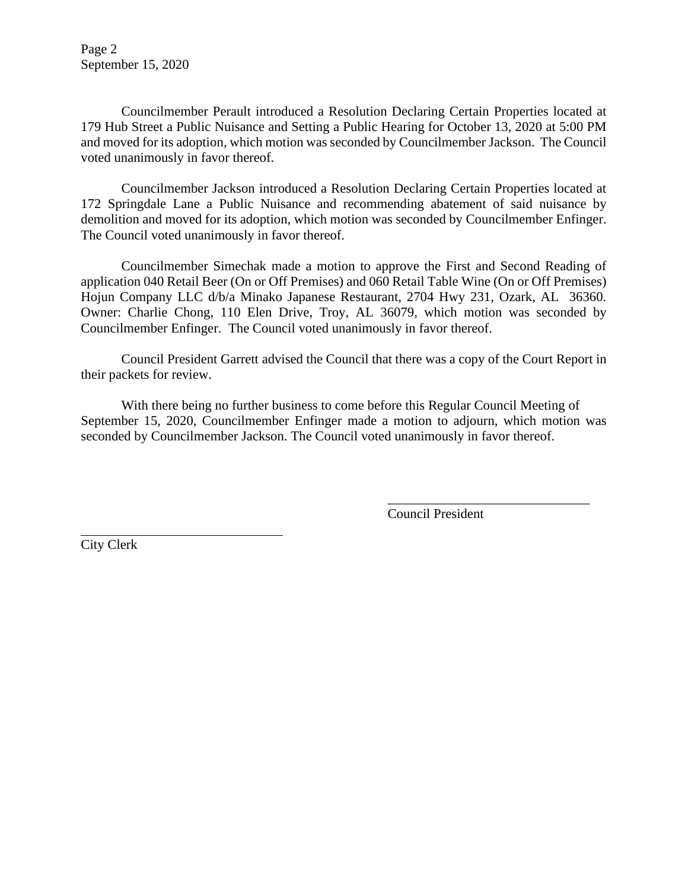Councilmember Perault introduced a Resolution Declaring Certain Properties located at 179 Hub Street a Public Nuisance and Setting a Public Hearing for October 13, 2020 at 5:00 PM and moved for its adoption, which motion was seconded by Councilmember Jackson. The Council voted unanimously in favor thereof.

Councilmember Jackson introduced a Resolution Declaring Certain Properties located at 172 Springdale Lane a Public Nuisance and recommending abatement of said nuisance by demolition and moved for its adoption, which motion was seconded by Councilmember Enfinger. The Council voted unanimously in favor thereof.

Councilmember Simechak made a motion to approve the First and Second Reading of application 040 Retail Beer (On or Off Premises) and 060 Retail Table Wine (On or Off Premises) Hojun Company LLC d/b/a Minako Japanese Restaurant, 2704 Hwy 231, Ozark, AL 36360. Owner: Charlie Chong, 110 Elen Drive, Troy, AL 36079, which motion was seconded by Councilmember Enfinger. The Council voted unanimously in favor thereof.

Council President Garrett advised the Council that there was a copy of the Court Report in their packets for review.

With there being no further business to come before this Regular Council Meeting of September 15, 2020, Councilmember Enfinger made a motion to adjourn, which motion was seconded by Councilmember Jackson. The Council voted unanimously in favor thereof.

\_\_\_\_\_\_\_\_\_\_\_\_\_\_\_\_\_\_\_\_\_\_\_\_\_\_\_\_\_\_
Council President

\_\_\_\_\_\_\_\_\_\_\_\_\_\_\_\_\_\_\_\_\_\_\_\_\_\_\_\_\_\_
City Clerk